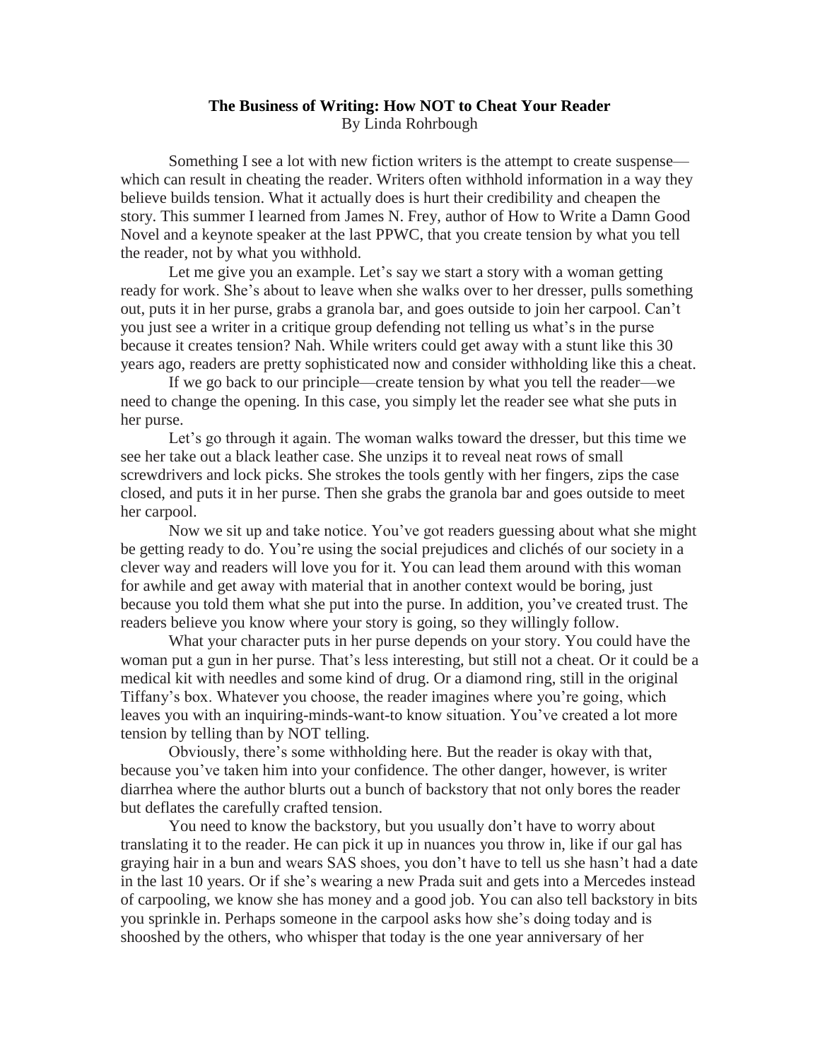**The Business of Writing: How NOT to Cheat Your Reader**

By Linda Rohrbough

Something I see a lot with new fiction writers is the attempt to create suspense—which can result in cheating the reader. Writers often withhold information in a way they believe builds tension. What it actually does is hurt their credibility and cheapen the story. This summer I learned from James N. Frey, author of How to Write a Damn Good Novel and a keynote speaker at the last PPWC, that you create tension by what you tell the reader, not by what you withhold.

Let me give you an example. Let's say we start a story with a woman getting ready for work. She's about to leave when she walks over to her dresser, pulls something out, puts it in her purse, grabs a granola bar, and goes outside to join her carpool. Can't you just see a writer in a critique group defending not telling us what's in the purse because it creates tension? Nah. While writers could get away with a stunt like this 30 years ago, readers are pretty sophisticated now and consider withholding like this a cheat.

If we go back to our principle—create tension by what you tell the reader—we need to change the opening. In this case, you simply let the reader see what she puts in her purse.

Let's go through it again. The woman walks toward the dresser, but this time we see her take out a black leather case. She unzips it to reveal neat rows of small screwdrivers and lock picks. She strokes the tools gently with her fingers, zips the case closed, and puts it in her purse. Then she grabs the granola bar and goes outside to meet her carpool.

Now we sit up and take notice. You've got readers guessing about what she might be getting ready to do. You're using the social prejudices and clichés of our society in a clever way and readers will love you for it. You can lead them around with this woman for awhile and get away with material that in another context would be boring, just because you told them what she put into the purse. In addition, you've created trust. The readers believe you know where your story is going, so they willingly follow.

What your character puts in her purse depends on your story. You could have the woman put a gun in her purse. That's less interesting, but still not a cheat. Or it could be a medical kit with needles and some kind of drug. Or a diamond ring, still in the original Tiffany's box. Whatever you choose, the reader imagines where you're going, which leaves you with an inquiring-minds-want-to know situation. You've created a lot more tension by telling than by NOT telling.

Obviously, there's some withholding here. But the reader is okay with that, because you've taken him into your confidence. The other danger, however, is writer diarrhea where the author blurts out a bunch of backstory that not only bores the reader but deflates the carefully crafted tension.

You need to know the backstory, but you usually don't have to worry about translating it to the reader. He can pick it up in nuances you throw in, like if our gal has graying hair in a bun and wears SAS shoes, you don't have to tell us she hasn't had a date in the last 10 years. Or if she's wearing a new Prada suit and gets into a Mercedes instead of carpooling, we know she has money and a good job. You can also tell backstory in bits you sprinkle in. Perhaps someone in the carpool asks how she's doing today and is shooshed by the others, who whisper that today is the one year anniversary of her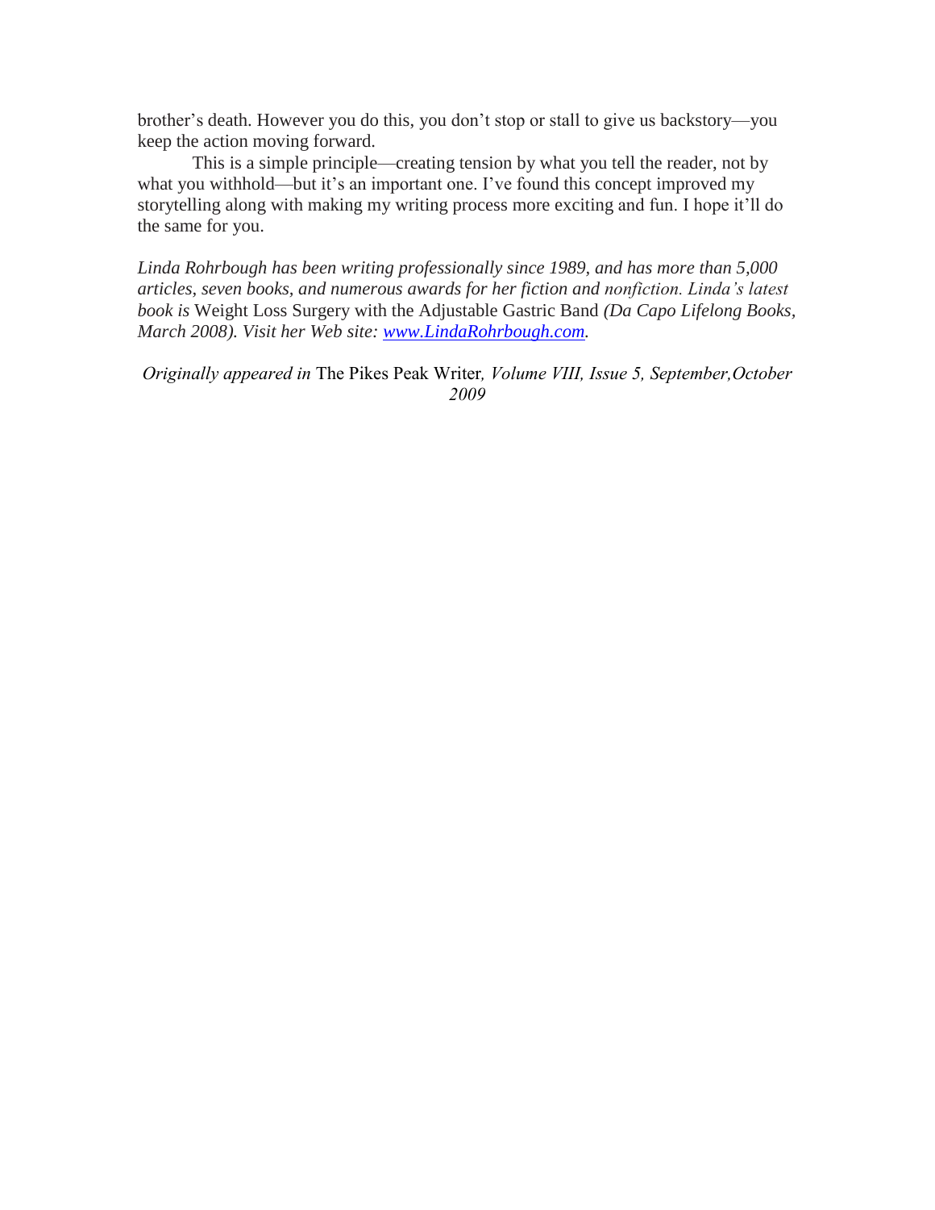brother's death. However you do this, you don't stop or stall to give us backstory—you keep the action moving forward.

This is a simple principle—creating tension by what you tell the reader, not by what you withhold—but it's an important one. I've found this concept improved my storytelling along with making my writing process more exciting and fun. I hope it'll do the same for you.

*Linda Rohrbough has been writing professionally since 1989, and has more than 5,000 articles, seven books, and numerous awards for her fiction and nonfiction. Linda's latest book is* Weight Loss Surgery with the Adjustable Gastric Band *(Da Capo Lifelong Books, March 2008). Visit her Web site: [www.LindaRohrbough.com](http://www.LindaRohrbough.com).*

*Originally appeared in* The Pikes Peak Writer*, Volume VIII, Issue 5, September,October 2009*